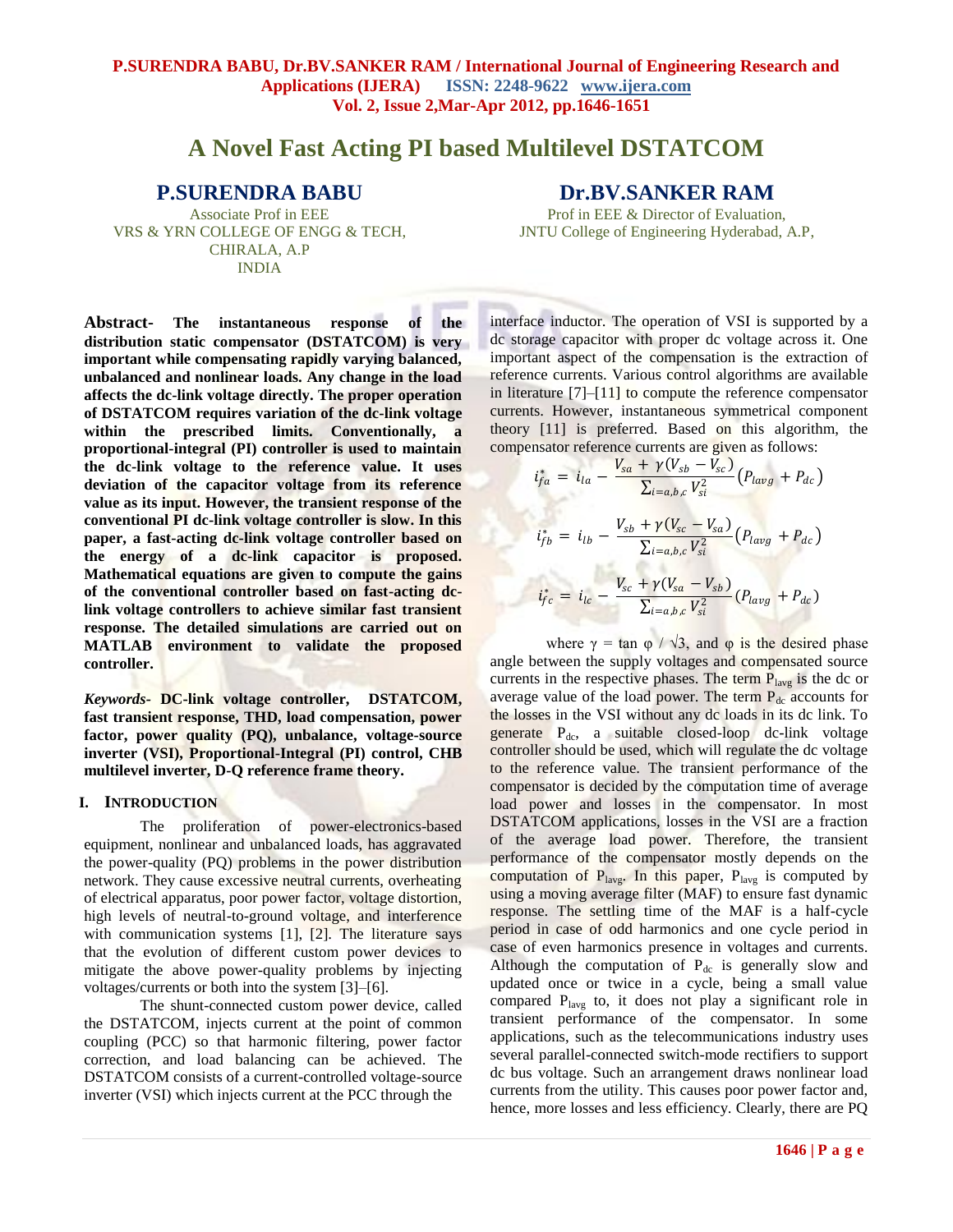# A Novel Fast Acting PI based Multilevel DSTATCOM

**P.SURENDRA BABU**
Associate Prof in EEE
VRS & YRN COLLEGE OF ENGG & TECH,
CHIRALA, A.P
INDIA

**Dr.BV.SANKER RAM**
Prof in EEE & Director of Evaluation,
JNTU College of Engineering Hyderabad, A.P,

**Abstract- The instantaneous response of the distribution static compensator (DSTATCOM) is very important while compensating rapidly varying balanced, unbalanced and nonlinear loads. Any change in the load affects the dc-link voltage directly. The proper operation of DSTATCOM requires variation of the dc-link voltage within the prescribed limits. Conventionally, a proportional-integral (PI) controller is used to maintain the dc-link voltage to the reference value. It uses deviation of the capacitor voltage from its reference value as its input. However, the transient response of the conventional PI dc-link voltage controller is slow. In this paper, a fast-acting dc-link voltage controller based on the energy of a dc-link capacitor is proposed. Mathematical equations are given to compute the gains of the conventional controller based on fast-acting dc-link voltage controllers to achieve similar fast transient response. The detailed simulations are carried out on MATLAB environment to validate the proposed controller.**

***Keywords-*** **DC-link voltage controller, DSTATCOM, fast transient response, THD, load compensation, power factor, power quality (PQ), unbalance, voltage-source inverter (VSI), Proportional-Integral (PI) control, CHB multilevel inverter, D-Q reference frame theory.**

## I. Introduction

The proliferation of power-electronics-based equipment, nonlinear and unbalanced loads, has aggravated the power-quality (PQ) problems in the power distribution network. They cause excessive neutral currents, overheating of electrical apparatus, poor power factor, voltage distortion, high levels of neutral-to-ground voltage, and interference with communication systems [1], [2]. The literature says that the evolution of different custom power devices to mitigate the above power-quality problems by injecting voltages/currents or both into the system [3]–[6].

The shunt-connected custom power device, called the DSTATCOM, injects current at the point of common coupling (PCC) so that harmonic filtering, power factor correction, and load balancing can be achieved. The DSTATCOM consists of a current-controlled voltage-source inverter (VSI) which injects current at the PCC through the interface inductor. The operation of VSI is supported by a dc storage capacitor with proper dc voltage across it. One important aspect of the compensation is the extraction of reference currents. Various control algorithms are available in literature [7]–[11] to compute the reference compensator currents. However, instantaneous symmetrical component theory [11] is preferred. Based on this algorithm, the compensator reference currents are given as follows:

$$i_{fa}^{*} = i_{la} - \frac{V_{sa} + \gamma(V_{sb} - V_{sc})}{\sum_{i=a,b,c} V_{si}^{2}}\left(P_{lavg} + P_{dc}\right)$$

$$i_{fb}^{*} = i_{lb} - \frac{V_{sb} + \gamma(V_{sc} - V_{sa})}{\sum_{i=a,b,c} V_{si}^{2}}\left(P_{lavg} + P_{dc}\right)$$

$$i_{fc}^{*} = i_{lc} - \frac{V_{sc} + \gamma(V_{sa} - V_{sb})}{\sum_{i=a,b,c} V_{si}^{2}}\left(P_{lavg} + P_{dc}\right)$$

where $\gamma = \tan\varphi / \sqrt{3}$, and $\varphi$ is the desired phase angle between the supply voltages and compensated source currents in the respective phases. The term $P_{lavg}$ is the dc or average value of the load power. The term $P_{dc}$ accounts for the losses in the VSI without any dc loads in its dc link. To generate $P_{dc}$, a suitable closed-loop dc-link voltage controller should be used, which will regulate the dc voltage to the reference value. The transient performance of the compensator is decided by the computation time of average load power and losses in the compensator. In most DSTATCOM applications, losses in the VSI are a fraction of the average load power. Therefore, the transient performance of the compensator mostly depends on the computation of $P_{lavg}$. In this paper, $P_{lavg}$ is computed by using a moving average filter (MAF) to ensure fast dynamic response. The settling time of the MAF is a half-cycle period in case of odd harmonics and one cycle period in case of even harmonics presence in voltages and currents. Although the computation of $P_{dc}$ is generally slow and updated once or twice in a cycle, being a small value compared $P_{lavg}$ to, it does not play a significant role in transient performance of the compensator. In some applications, such as the telecommunications industry uses several parallel-connected switch-mode rectifiers to support dc bus voltage. Such an arrangement draws nonlinear load currents from the utility. This causes poor power factor and, hence, more losses and less efficiency. Clearly, there are PQ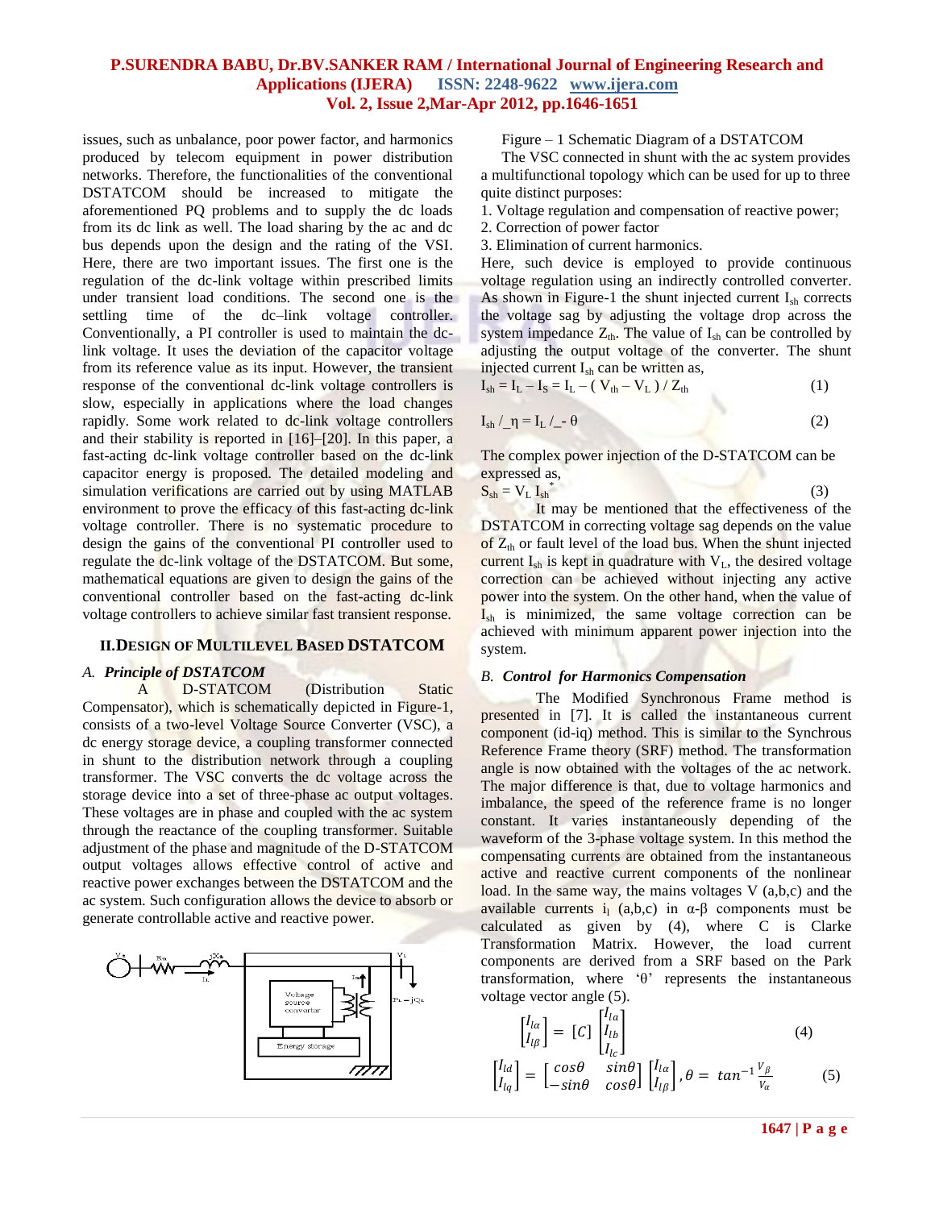issues, such as unbalance, poor power factor, and harmonics produced by telecom equipment in power distribution networks. Therefore, the functionalities of the conventional DSTATCOM should be increased to mitigate the aforementioned PQ problems and to supply the dc loads from its dc link as well. The load sharing by the ac and dc bus depends upon the design and the rating of the VSI. Here, there are two important issues. The first one is the regulation of the dc-link voltage within prescribed limits under transient load conditions. The second one is the settling time of the dc–link voltage controller. Conventionally, a PI controller is used to maintain the dc-link voltage. It uses the deviation of the capacitor voltage from its reference value as its input. However, the transient response of the conventional dc-link voltage controllers is slow, especially in applications where the load changes rapidly. Some work related to dc-link voltage controllers and their stability is reported in [16]–[20]. In this paper, a fast-acting dc-link voltage controller based on the dc-link capacitor energy is proposed. The detailed modeling and simulation verifications are carried out by using MATLAB environment to prove the efficacy of this fast-acting dc-link voltage controller. There is no systematic procedure to design the gains of the conventional PI controller used to regulate the dc-link voltage of the DSTATCOM. But some, mathematical equations are given to design the gains of the conventional controller based on the fast-acting dc-link voltage controllers to achieve similar fast transient response.

## II. DESIGN OF MULTILEVEL BASED DSTATCOM

### *A. Principle of DSTATCOM*

A D-STATCOM (Distribution Static Compensator), which is schematically depicted in Figure-1, consists of a two-level Voltage Source Converter (VSC), a dc energy storage device, a coupling transformer connected in shunt to the distribution network through a coupling transformer. The VSC converts the dc voltage across the storage device into a set of three-phase ac output voltages. These voltages are in phase and coupled with the ac system through the reactance of the coupling transformer. Suitable adjustment of the phase and magnitude of the D-STATCOM output voltages allows effective control of active and reactive power exchanges between the DSTATCOM and the ac system. Such configuration allows the device to absorb or generate controllable active and reactive power.

Figure – 1 Schematic Diagram of a DSTATCOM

The VSC connected in shunt with the ac system provides a multifunctional topology which can be used for up to three quite distinct purposes:

1. Voltage regulation and compensation of reactive power;
2. Correction of power factor
3. Elimination of current harmonics.

Here, such device is employed to provide continuous voltage regulation using an indirectly controlled converter. As shown in Figure-1 the shunt injected current $I_{sh}$ corrects the voltage sag by adjusting the voltage drop across the system impedance $Z_{th}$. The value of $I_{sh}$ can be controlled by adjusting the output voltage of the converter. The shunt injected current $I_{sh}$ can be written as,

$$I_{sh} = I_L - I_S = I_L - ( V_{th} - V_L ) / Z_{th} \quad (1)$$

$$I_{sh} \angle \eta = I_L \angle -\theta \quad (2)$$

The complex power injection of the D-STATCOM can be expressed as,

$$S_{sh} = V_L I_{sh}^{*} \quad (3)$$

It may be mentioned that the effectiveness of the DSTATCOM in correcting voltage sag depends on the value of $Z_{th}$ or fault level of the load bus. When the shunt injected current $I_{sh}$ is kept in quadrature with $V_L$, the desired voltage correction can be achieved without injecting any active power into the system. On the other hand, when the value of $I_{sh}$ is minimized, the same voltage correction can be achieved with minimum apparent power injection into the system.

### *B. Control for Harmonics Compensation*

The Modified Synchronous Frame method is presented in [7]. It is called the instantaneous current component (id-iq) method. This is similar to the Synchrous Reference Frame theory (SRF) method. The transformation angle is now obtained with the voltages of the ac network. The major difference is that, due to voltage harmonics and imbalance, the speed of the reference frame is no longer constant. It varies instantaneously depending of the waveform of the 3-phase voltage system. In this method the compensating currents are obtained from the instantaneous active and reactive current components of the nonlinear load. In the same way, the mains voltages V (a,b,c) and the available currents $i_l$ (a,b,c) in α-β components must be calculated as given by (4), where C is Clarke Transformation Matrix. However, the load current components are derived from a SRF based on the Park transformation, where 'θ' represents the instantaneous voltage vector angle (5).

$$\begin{bmatrix} I_{l\alpha} \\ I_{l\beta} \end{bmatrix} = [C] \begin{bmatrix} I_{la} \\ I_{lb} \\ I_{lc} \end{bmatrix} \quad (4)$$

$$\begin{bmatrix} I_{ld} \\ I_{lq} \end{bmatrix} = \begin{bmatrix} cos\theta & sin\theta \\ -sin\theta & cos\theta \end{bmatrix} \begin{bmatrix} I_{l\alpha} \\ I_{l\beta} \end{bmatrix}, \theta = tan^{-1}\frac{V_\beta}{V_\alpha} \quad (5)$$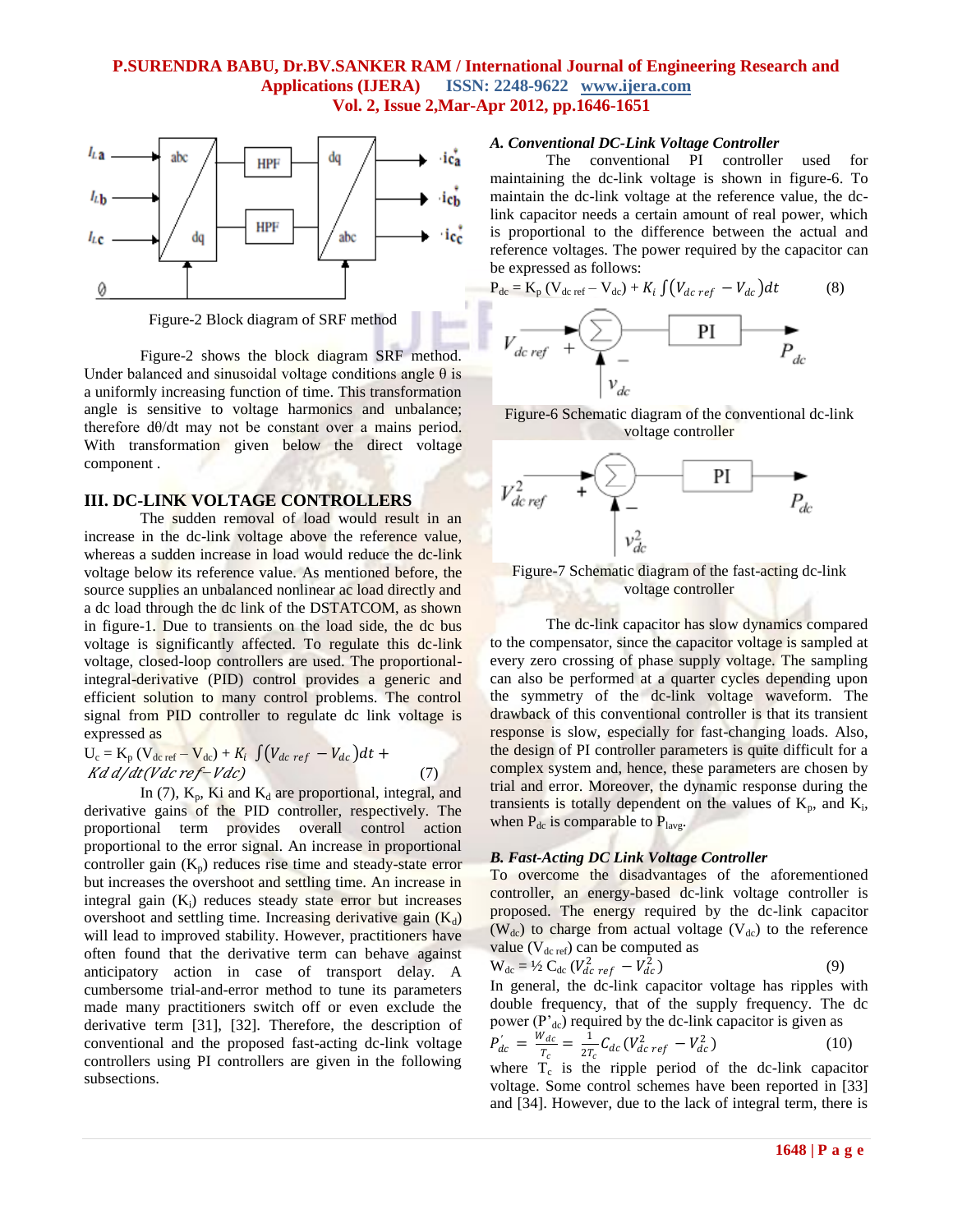$i_{La}$ abc HPF dq $i^*_{ca}$

$i_{Lb}$ $i^*_{cb}$

$i_{Lc}$ dq HPF abc $i^*_{cc}$

$\theta$

Figure-2 Block diagram of SRF method

Figure-2 shows the block diagram SRF method. Under balanced and sinusoidal voltage conditions angle θ is a uniformly increasing function of time. This transformation angle is sensitive to voltage harmonics and unbalance; therefore dθ/dt may not be constant over a mains period. With transformation given below the direct voltage component .

## III. DC-LINK VOLTAGE CONTROLLERS

The sudden removal of load would result in an increase in the dc-link voltage above the reference value, whereas a sudden increase in load would reduce the dc-link voltage below its reference value. As mentioned before, the source supplies an unbalanced nonlinear ac load directly and a dc load through the dc link of the DSTATCOM, as shown in figure-1. Due to transients on the load side, the dc bus voltage is significantly affected. To regulate this dc-link voltage, closed-loop controllers are used. The proportional-integral-derivative (PID) control provides a generic and efficient solution to many control problems. The control signal from PID controller to regulate dc link voltage is expressed as

$$U_c = K_p (V_{dc\,ref} - V_{dc}) + K_i \int (V_{dc\,ref} - V_{dc})dt + Kd\, d/dt(Vdc\,ref - Vdc) \quad (7)$$

In (7), $K_p$, Ki and $K_d$ are proportional, integral, and derivative gains of the PID controller, respectively. The proportional term provides overall control action proportional to the error signal. An increase in proportional controller gain ($K_p$) reduces rise time and steady-state error but increases the overshoot and settling time. An increase in integral gain ($K_i$) reduces steady state error but increases overshoot and settling time. Increasing derivative gain ($K_d$) will lead to improved stability. However, practitioners have often found that the derivative term can behave against anticipatory action in case of transport delay. A cumbersome trial-and-error method to tune its parameters made many practitioners switch off or even exclude the derivative term [31], [32]. Therefore, the description of conventional and the proposed fast-acting dc-link voltage controllers using PI controllers are given in the following subsections.

### *A. Conventional DC-Link Voltage Controller*

The conventional PI controller used for maintaining the dc-link voltage is shown in figure-6. To maintain the dc-link voltage at the reference value, the dc-link capacitor needs a certain amount of real power, which is proportional to the difference between the actual and reference voltages. The power required by the capacitor can be expressed as follows:

$$P_{dc} = K_p (V_{dc\,ref} - V_{dc}) + K_i \int (V_{dc\,ref} - V_{dc})dt \quad (8)$$

$V_{dc\,ref}$ + − $v_{dc}$ PI $P_{dc}$

Figure-6 Schematic diagram of the conventional dc-link voltage controller

$V^2_{dc\,ref}$ + − $v^2_{dc}$ PI $P_{dc}$

Figure-7 Schematic diagram of the fast-acting dc-link voltage controller

The dc-link capacitor has slow dynamics compared to the compensator, since the capacitor voltage is sampled at every zero crossing of phase supply voltage. The sampling can also be performed at a quarter cycles depending upon the symmetry of the dc-link voltage waveform. The drawback of this conventional controller is that its transient response is slow, especially for fast-changing loads. Also, the design of PI controller parameters is quite difficult for a complex system and, hence, these parameters are chosen by trial and error. Moreover, the dynamic response during the transients is totally dependent on the values of $K_p$, and $K_i$, when $P_{dc}$ is comparable to $P_{lavg}$.

### *B. Fast-Acting DC Link Voltage Controller*

To overcome the disadvantages of the aforementioned controller, an energy-based dc-link voltage controller is proposed. The energy required by the dc-link capacitor ($W_{dc}$) to charge from actual voltage ($V_{dc}$) to the reference value ($V_{dc\,ref}$) can be computed as

$$W_{dc} = \tfrac{1}{2} C_{dc} (V^2_{dc\,ref} - V^2_{dc}) \quad (9)$$

In general, the dc-link capacitor voltage has ripples with double frequency, that of the supply frequency. The dc power ($P'_{dc}$) required by the dc-link capacitor is given as

$$P'_{dc} = \frac{W_{dc}}{T_c} = \frac{1}{2T_c} C_{dc} (V^2_{dc\,ref} - V^2_{dc}) \quad (10)$$

where $T_c$ is the ripple period of the dc-link capacitor voltage. Some control schemes have been reported in [33] and [34]. However, due to the lack of integral term, there is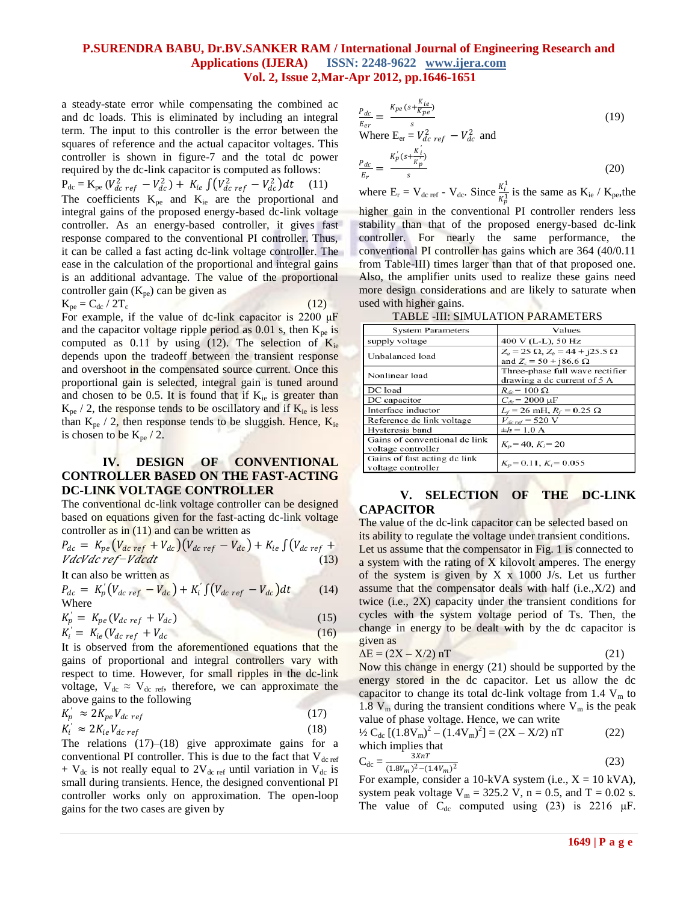a steady-state error while compensating the combined ac and dc loads. This is eliminated by including an integral term. The input to this controller is the error between the squares of reference and the actual capacitor voltages. This controller is shown in figure-7 and the total dc power required by the dc-link capacitor is computed as follows:

$$P_{dc} = K_{pe}\left(V_{dc\ ref}^2 - V_{dc}^2\right) + K_{ie}\int\left(V_{dc\ ref}^2 - V_{dc}^2\right)dt \quad (11)$$

The coefficients $K_{pe}$ and $K_{ie}$ are the proportional and integral gains of the proposed energy-based dc-link voltage controller. As an energy-based controller, it gives fast response compared to the conventional PI controller. Thus, it can be called a fast acting dc-link voltage controller. The ease in the calculation of the proportional and integral gains is an additional advantage. The value of the proportional controller gain ($K_{pe}$) can be given as

$$K_{pe} = C_{dc} / 2T_c \quad (12)$$

For example, if the value of dc-link capacitor is 2200 μF and the capacitor voltage ripple period as 0.01 s, then $K_{pe}$ is computed as 0.11 by using (12). The selection of $K_{ie}$ depends upon the tradeoff between the transient response and overshoot in the compensated source current. Once this proportional gain is selected, integral gain is tuned around and chosen to be 0.5. It is found that if $K_{ie}$ is greater than $K_{pe}$ / 2, the response tends to be oscillatory and if $K_{ie}$ is less than $K_{pe}$ / 2, then response tends to be sluggish. Hence, $K_{ie}$ is chosen to be $K_{pe}$ / 2.

## IV. DESIGN OF CONVENTIONAL CONTROLLER BASED ON THE FAST-ACTING DC-LINK VOLTAGE CONTROLLER

The conventional dc-link voltage controller can be designed based on equations given for the fast-acting dc-link voltage controller as in (11) and can be written as

$$P_{dc} = K_{pe}\left(V_{dc\ ref} + V_{dc}\right)\left(V_{dc\ ref} - V_{dc}\right) + K_{ie}\int\left(V_{dc\ ref} + VdcVdc\ ref - Vdcdt\right) \quad (13)$$

It can also be written as

$$P_{dc} = K_p'\left(V_{dc\ ref} - V_{dc}\right) + K_i'\int\left(V_{dc\ ref} - V_{dc}\right)dt \quad (14)$$

Where

$$K_p' = K_{pe}\left(V_{dc\ ref} + V_{dc}\right) \quad (15)$$

$$K_i' = K_{ie}\left(V_{dc\ ref} + V_{dc}\right) \quad (16)$$

It is observed from the aforementioned equations that the gains of proportional and integral controllers vary with respect to time. However, for small ripples in the dc-link voltage, $V_{dc} \approx V_{dc\ ref}$, therefore, we can approximate the above gains to the following

$$K_p' \approx 2K_{pe}V_{dc\ ref} \quad (17)$$

$$K_i' \approx 2K_{ie}V_{dc\ ref} \quad (18)$$

The relations (17)–(18) give approximate gains for a conventional PI controller. This is due to the fact that $V_{dc\ ref} + V_{dc}$ is not really equal to $2V_{dc\ ref}$ until variation in $V_{dc}$ is small during transients. Hence, the designed conventional PI controller works only on approximation. The open-loop gains for the two cases are given by

$$\frac{P_{dc}}{E_{er}} = \frac{K_{pe}\left(s + \frac{K_{ie}}{K_{pe}}\right)}{s} \quad (19)$$

Where $E_{er} = V_{dc\ ref}^2 - V_{dc}^2$ and

$$\frac{P_{dc}}{E_r} = \frac{K_p'\left(s + \frac{K_i'}{K_p'}\right)}{s} \quad (20)$$

where $E_r = V_{dc\ ref} - V_{dc}$. Since $\frac{K_i^1}{K_p^1}$ is the same as $K_{ie}$ / $K_{pe}$, the higher gain in the conventional PI controller renders less stability than that of the proposed energy-based dc-link controller. For nearly the same performance, the conventional PI controller has gains which are 364 (40/0.11 from Table-III) times larger than that of that proposed one. Also, the amplifier units used to realize these gains need more design considerations and are likely to saturate when used with higher gains.

TABLE -III: SIMULATION PARAMETERS

| System Parameters | Values |
|---|---|
| supply voltage | 400 V (L-L), 50 Hz |
| Unbalanced load | $Z_a = 25\ \Omega$, $Z_b = 44 + j25.5\ \Omega$ and $Z_c = 50 + j86.6\ \Omega$ |
| Nonlinear load | Three-phase full wave rectifier drawing a dc current of 5 A |
| DC load | $R_{dc} = 100\ \Omega$ |
| DC capacitor | $C_{dc} = 2000\ \mu F$ |
| Interface inductor | $L_f = 26$ mH, $R_f = 0.25\ \Omega$ |
| Reference dc link voltage | $V_{dc\ ref} = 520$ V |
| Hysteresis band | $\pm h = 1.0$ A |
| Gains of conventional dc link voltage controller | $K_p = 40$, $K_i = 20$ |
| Gains of fast acting dc link voltage controller | $K_p = 0.11$, $K_i = 0.055$ |

## V. SELECTION OF THE DC-LINK CAPACITOR

The value of the dc-link capacitor can be selected based on its ability to regulate the voltage under transient conditions. Let us assume that the compensator in Fig. 1 is connected to a system with the rating of X kilovolt amperes. The energy of the system is given by X x 1000 J/s. Let us further assume that the compensator deals with half (i.e.,X/2) and twice (i.e., 2X) capacity under the transient conditions for cycles with the system voltage period of Ts. Then, the change in energy to be dealt with by the dc capacitor is given as

$$\Delta E = (2X - X/2)\, nT \quad (21)$$

Now this change in energy (21) should be supported by the energy stored in the dc capacitor. Let us allow the dc capacitor to change its total dc-link voltage from 1.4 $V_m$ to 1.8 $V_m$ during the transient conditions where $V_m$ is the peak value of phase voltage. Hence, we can write

$$\tfrac{1}{2} C_{dc}\left[(1.8V_m)^2 - (1.4V_m)^2\right] = (2X - X/2)\, nT \quad (22)$$

which implies that

$$C_{dc} = \frac{3XnT}{(1.8V_m)^2 - (1.4V_m)^2} \quad (23)$$

For example, consider a 10-kVA system (i.e., X = 10 kVA), system peak voltage $V_m$ = 325.2 V, n = 0.5, and T = 0.02 s. The value of $C_{dc}$ computed using (23) is 2216 μF.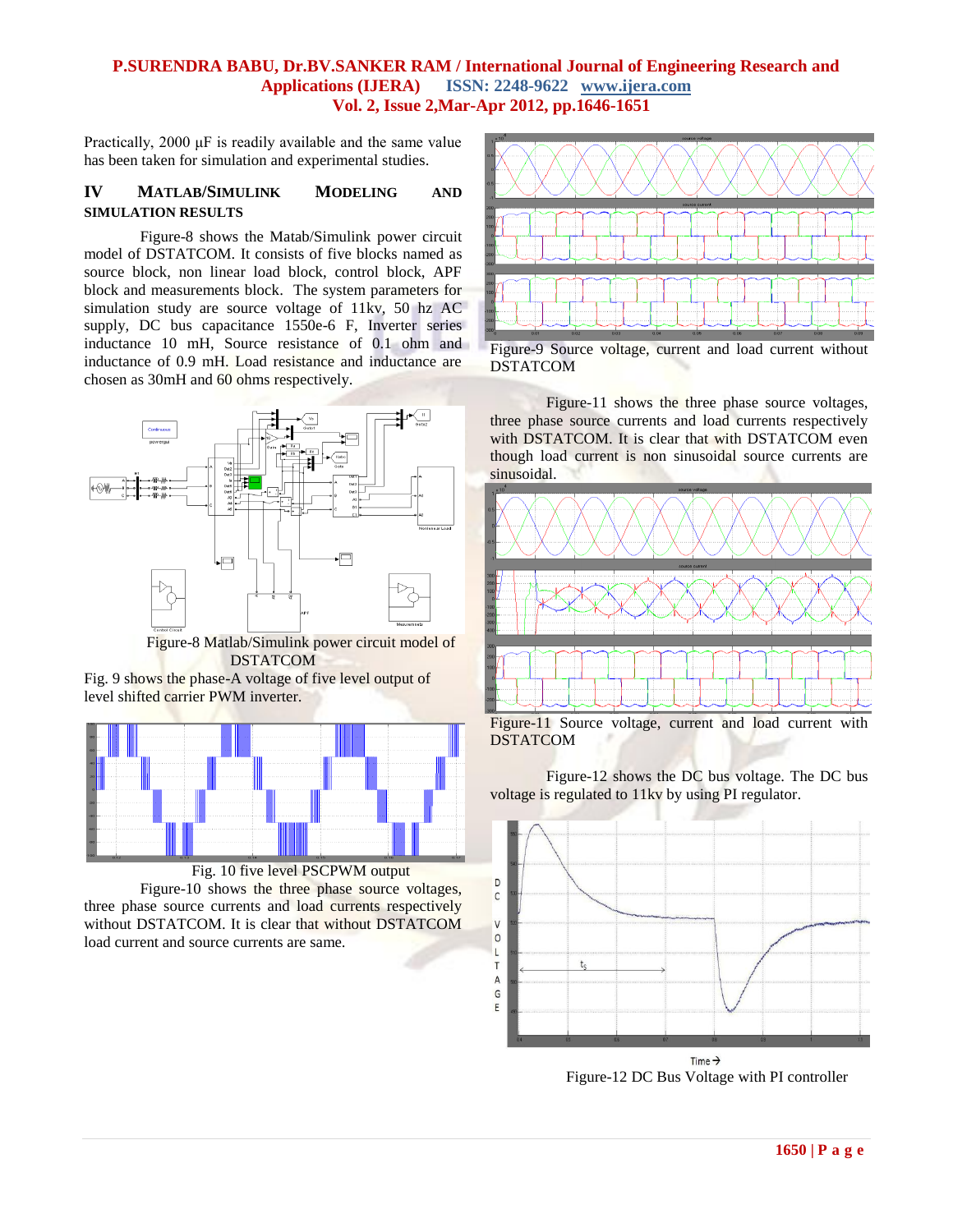Practically, 2000 μF is readily available and the same value has been taken for simulation and experimental studies.

## IV MATLAB/SIMULINK MODELING AND SIMULATION RESULTS

Figure-8 shows the Matab/Simulink power circuit model of DSTATCOM. It consists of five blocks named as source block, non linear load block, control block, APF block and measurements block. The system parameters for simulation study are source voltage of 11kv, 50 hz AC supply, DC bus capacitance 1550e-6 F, Inverter series inductance 10 mH, Source resistance of 0.1 ohm and inductance of 0.9 mH. Load resistance and inductance are chosen as 30mH and 60 ohms respectively.

Figure-8 Matlab/Simulink power circuit model of DSTATCOM

Fig. 9 shows the phase-A voltage of five level output of level shifted carrier PWM inverter.

Fig. 10 five level PSCPWM output

Figure-10 shows the three phase source voltages, three phase source currents and load currents respectively without DSTATCOM. It is clear that without DSTATCOM load current and source currents are same.

Figure-9 Source voltage, current and load current without DSTATCOM

Figure-11 shows the three phase source voltages, three phase source currents and load currents respectively with DSTATCOM. It is clear that with DSTATCOM even though load current is non sinusoidal source currents are sinusoidal.

Figure-11 Source voltage, current and load current with DSTATCOM

Figure-12 shows the DC bus voltage. The DC bus voltage is regulated to 11kv by using PI regulator.

DC VOLTAGE

$t_s$

Time→

Figure-12 DC Bus Voltage with PI controller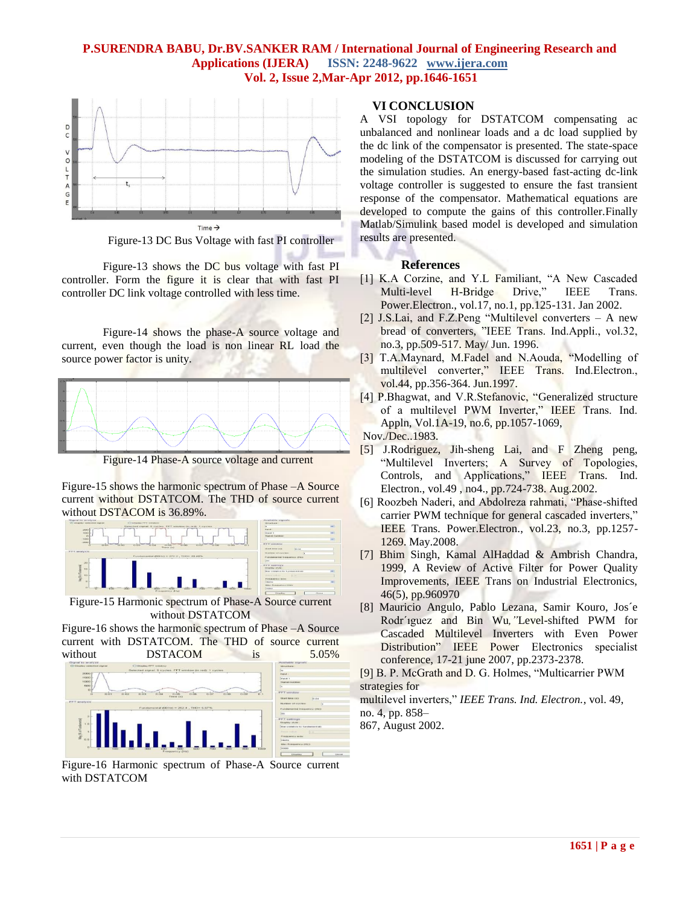D
C

V
O
L
T
A
G
E

$t_s$

Time →

Figure-13 DC Bus Voltage with fast PI controller

Figure-13 shows the DC bus voltage with fast PI controller. Form the figure it is clear that with fast PI controller DC link voltage controlled with less time.

Figure-14 shows the phase-A source voltage and current, even though the load is non linear RL load the source power factor is unity.

Figure-14 Phase-A source voltage and current

Figure-15 shows the harmonic spectrum of Phase –A Source current without DSTATCOM. The THD of source current without DSTACOM is 36.89%.

Figure-15 Harmonic spectrum of Phase-A Source current without DSTATCOM

Figure-16 shows the harmonic spectrum of Phase –A Source current with DSTATCOM. The THD of source current without DSTACOM is 5.05%

Figure-16 Harmonic spectrum of Phase-A Source current with DSTATCOM

## VI CONCLUSION

A VSI topology for DSTATCOM compensating ac unbalanced and nonlinear loads and a dc load supplied by the dc link of the compensator is presented. The state-space modeling of the DSTATCOM is discussed for carrying out the simulation studies. An energy-based fast-acting dc-link voltage controller is suggested to ensure the fast transient response of the compensator. Mathematical equations are developed to compute the gains of this controller.Finally Matlab/Simulink based model is developed and simulation results are presented.

## References

[1] K.A Corzine, and Y.L Familiant, "A New Cascaded Multi-level H-Bridge Drive," IEEE Trans. Power.Electron., vol.17, no.1, pp.125-131. Jan 2002.

[2] J.S.Lai, and F.Z.Peng "Multilevel converters – A new bread of converters, "IEEE Trans. Ind.Appli., vol.32, no.3, pp.509-517. May/ Jun. 1996.

[3] T.A.Maynard, M.Fadel and N.Aouda, "Modelling of multilevel converter," IEEE Trans. Ind.Electron., vol.44, pp.356-364. Jun.1997.

[4] P.Bhagwat, and V.R.Stefanovic, "Generalized structure of a multilevel PWM Inverter," IEEE Trans. Ind. Appln, Vol.1A-19, no.6, pp.1057-1069, Nov./Dec..1983.

[5] J.Rodriguez, Jih-sheng Lai, and F Zheng peng, "Multilevel Inverters; A Survey of Topologies, Controls, and Applications," IEEE Trans. Ind. Electron., vol.49 , no4., pp.724-738. Aug.2002.

[6] Roozbeh Naderi, and Abdolreza rahmati, "Phase-shifted carrier PWM technique for general cascaded inverters," IEEE Trans. Power.Electron., vol.23, no.3, pp.1257-1269. May.2008.

[7] Bhim Singh, Kamal AlHaddad & Ambrish Chandra, 1999, A Review of Active Filter for Power Quality Improvements, IEEE Trans on Industrial Electronics, 46(5), pp.960970

[8] Mauricio Angulo, Pablo Lezana, Samir Kouro, Jos´e Rodr´ıguez and Bin Wu,"Level-shifted PWM for Cascaded Multilevel Inverters with Even Power Distribution" IEEE Power Electronics specialist conference, 17-21 june 2007, pp.2373-2378.

[9] B. P. McGrath and D. G. Holmes, "Multicarrier PWM strategies for multilevel inverters," *IEEE Trans. Ind. Electron.*, vol. 49, no. 4, pp. 858–867, August 2002.